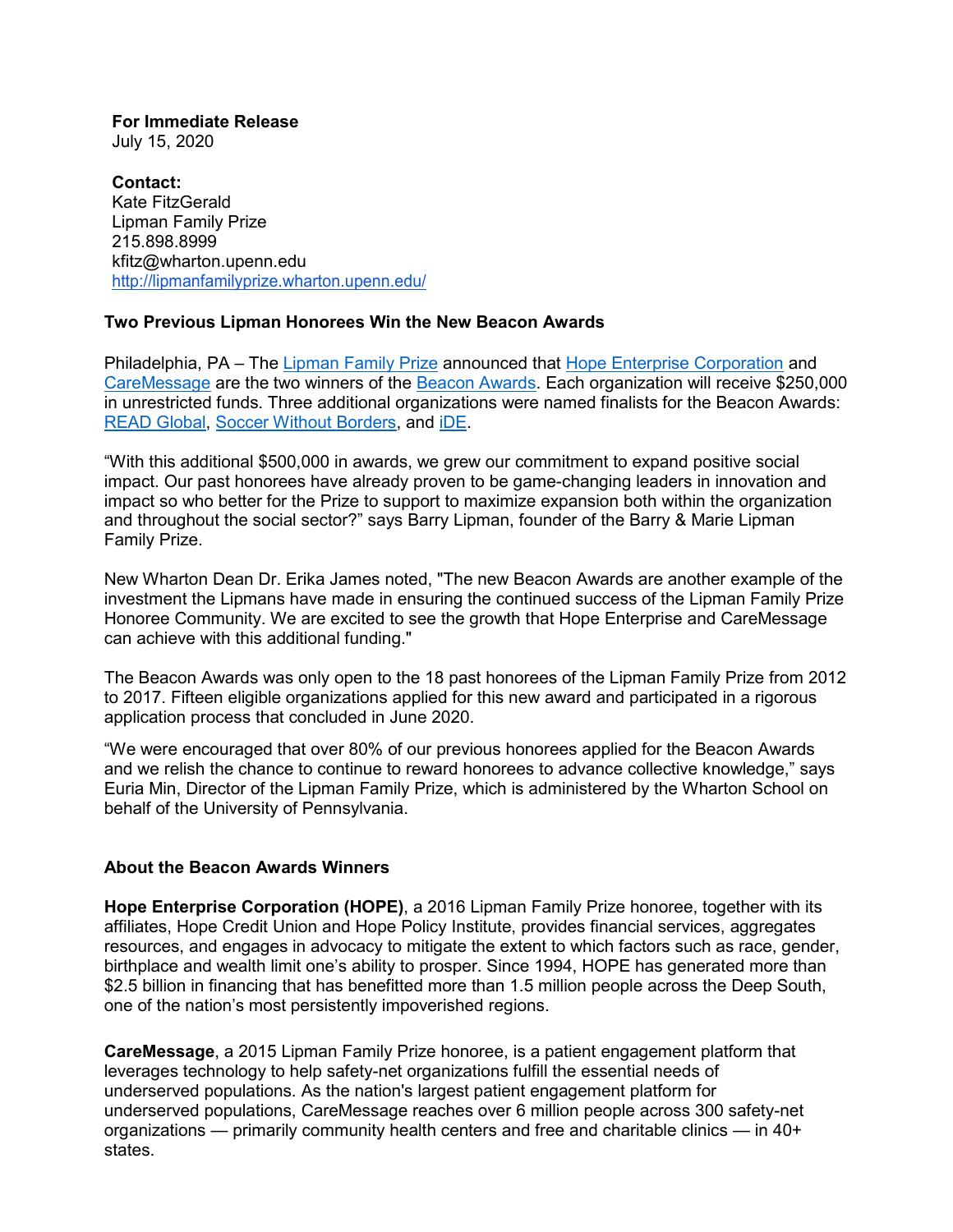**For Immediate Release**
July 15, 2020

**Contact:**
Kate FitzGerald
Lipman Family Prize
215.898.8999
kfitz@wharton.upenn.edu
http://lipmanfamilyprize.wharton.upenn.edu/

**Two Previous Lipman Honorees Win the New Beacon Awards**

Philadelphia, PA – The Lipman Family Prize announced that Hope Enterprise Corporation and CareMessage are the two winners of the Beacon Awards. Each organization will receive $250,000 in unrestricted funds. Three additional organizations were named finalists for the Beacon Awards: READ Global, Soccer Without Borders, and iDE.

"With this additional $500,000 in awards, we grew our commitment to expand positive social impact. Our past honorees have already proven to be game-changing leaders in innovation and impact so who better for the Prize to support to maximize expansion both within the organization and throughout the social sector?" says Barry Lipman, founder of the Barry & Marie Lipman Family Prize.

New Wharton Dean Dr. Erika James noted, "The new Beacon Awards are another example of the investment the Lipmans have made in ensuring the continued success of the Lipman Family Prize Honoree Community. We are excited to see the growth that Hope Enterprise and CareMessage can achieve with this additional funding."

The Beacon Awards was only open to the 18 past honorees of the Lipman Family Prize from 2012 to 2017. Fifteen eligible organizations applied for this new award and participated in a rigorous application process that concluded in June 2020.

"We were encouraged that over 80% of our previous honorees applied for the Beacon Awards and we relish the chance to continue to reward honorees to advance collective knowledge," says Euria Min, Director of the Lipman Family Prize, which is administered by the Wharton School on behalf of the University of Pennsylvania.

**About the Beacon Awards Winners**

**Hope Enterprise Corporation (HOPE)**, a 2016 Lipman Family Prize honoree, together with its affiliates, Hope Credit Union and Hope Policy Institute, provides financial services, aggregates resources, and engages in advocacy to mitigate the extent to which factors such as race, gender, birthplace and wealth limit one's ability to prosper. Since 1994, HOPE has generated more than $2.5 billion in financing that has benefitted more than 1.5 million people across the Deep South, one of the nation's most persistently impoverished regions.

**CareMessage**, a 2015 Lipman Family Prize honoree, is a patient engagement platform that leverages technology to help safety-net organizations fulfill the essential needs of underserved populations. As the nation's largest patient engagement platform for underserved populations, CareMessage reaches over 6 million people across 300 safety-net organizations — primarily community health centers and free and charitable clinics — in 40+ states.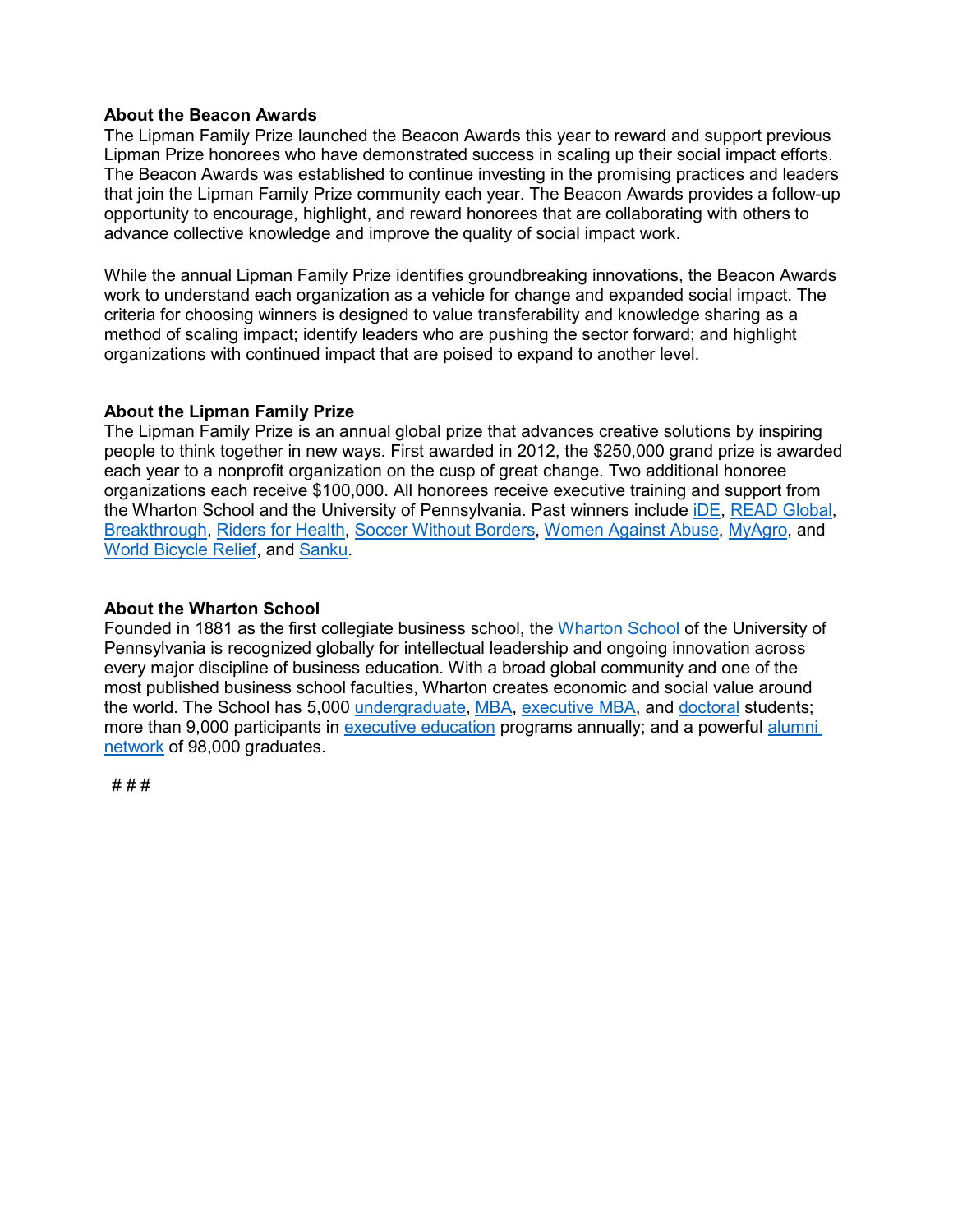**About the Beacon Awards**

The Lipman Family Prize launched the Beacon Awards this year to reward and support previous Lipman Prize honorees who have demonstrated success in scaling up their social impact efforts. The Beacon Awards was established to continue investing in the promising practices and leaders that join the Lipman Family Prize community each year. The Beacon Awards provides a follow-up opportunity to encourage, highlight, and reward honorees that are collaborating with others to advance collective knowledge and improve the quality of social impact work.

While the annual Lipman Family Prize identifies groundbreaking innovations, the Beacon Awards work to understand each organization as a vehicle for change and expanded social impact. The criteria for choosing winners is designed to value transferability and knowledge sharing as a method of scaling impact; identify leaders who are pushing the sector forward; and highlight organizations with continued impact that are poised to expand to another level.

**About the Lipman Family Prize**

The Lipman Family Prize is an annual global prize that advances creative solutions by inspiring people to think together in new ways. First awarded in 2012, the $250,000 grand prize is awarded each year to a nonprofit organization on the cusp of great change. Two additional honoree organizations each receive $100,000. All honorees receive executive training and support from the Wharton School and the University of Pennsylvania. Past winners include iDE, READ Global, Breakthrough, Riders for Health, Soccer Without Borders, Women Against Abuse, MyAgro, and World Bicycle Relief, and Sanku.

**About the Wharton School**

Founded in 1881 as the first collegiate business school, the Wharton School of the University of Pennsylvania is recognized globally for intellectual leadership and ongoing innovation across every major discipline of business education. With a broad global community and one of the most published business school faculties, Wharton creates economic and social value around the world. The School has 5,000 undergraduate, MBA, executive MBA, and doctoral students; more than 9,000 participants in executive education programs annually; and a powerful alumni network of 98,000 graduates.

# # #